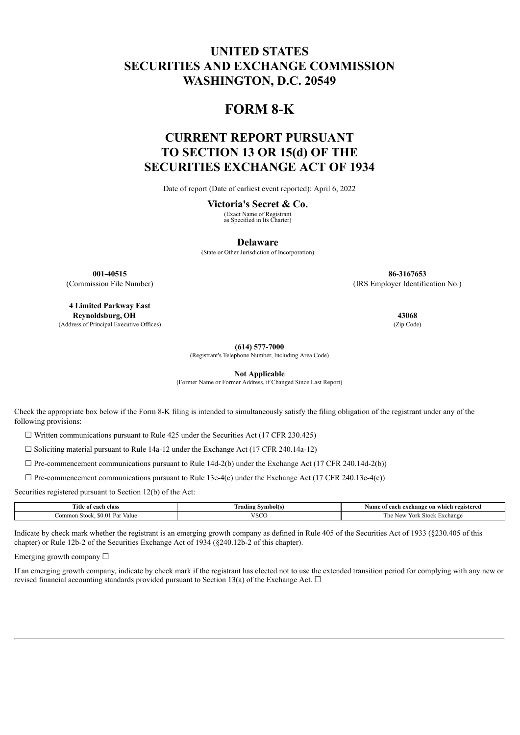# UNITED STATES
# SECURITIES AND EXCHANGE COMMISSION
# WASHINGTON, D.C. 20549

# FORM 8-K

## CURRENT REPORT PURSUANT TO SECTION 13 OR 15(d) OF THE SECURITIES EXCHANGE ACT OF 1934

Date of report (Date of earliest event reported): April 6, 2022

**Victoria's Secret & Co.**
(Exact Name of Registrant as Specified in Its Charter)

**Delaware**
(State or Other Jurisdiction of Incorporation)

| **001-40515** | **86-3167653** |
|---|---|
| (Commission File Number) | (IRS Employer Identification No.) |

| **4 Limited Parkway East Reynoldsburg, OH** | **43068** |
|---|---|
| (Address of Principal Executive Offices) | (Zip Code) |

**(614) 577-7000**
(Registrant's Telephone Number, Including Area Code)

**Not Applicable**
(Former Name or Former Address, if Changed Since Last Report)

Check the appropriate box below if the Form 8-K filing is intended to simultaneously satisfy the filing obligation of the registrant under any of the following provisions:

☐ Written communications pursuant to Rule 425 under the Securities Act (17 CFR 230.425)

☐ Soliciting material pursuant to Rule 14a-12 under the Exchange Act (17 CFR 240.14a-12)

☐ Pre-commencement communications pursuant to Rule 14d-2(b) under the Exchange Act (17 CFR 240.14d-2(b))

☐ Pre-commencement communications pursuant to Rule 13e-4(c) under the Exchange Act (17 CFR 240.13e-4(c))

Securities registered pursuant to Section 12(b) of the Act:

| Title of each class | Trading Symbol(s) | Name of each exchange on which registered |
|---|---|---|
| Common Stock, $0.01 Par Value | VSCO | The New York Stock Exchange |

Indicate by check mark whether the registrant is an emerging growth company as defined in Rule 405 of the Securities Act of 1933 (§230.405 of this chapter) or Rule 12b-2 of the Securities Exchange Act of 1934 (§240.12b-2 of this chapter).

Emerging growth company ☐

If an emerging growth company, indicate by check mark if the registrant has elected not to use the extended transition period for complying with any new or revised financial accounting standards provided pursuant to Section 13(a) of the Exchange Act. ☐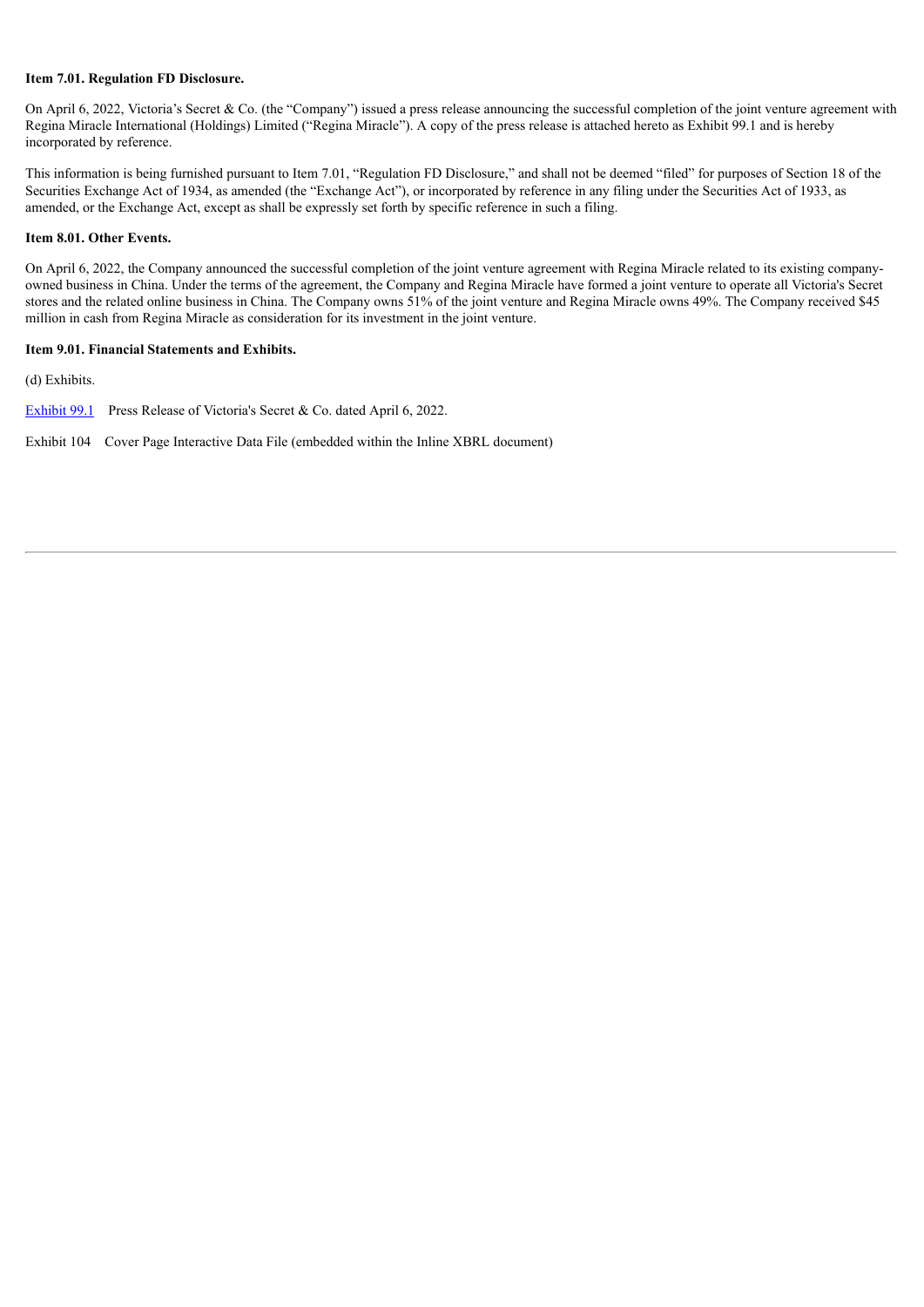**Item 7.01. Regulation FD Disclosure.**

On April 6, 2022, Victoria's Secret & Co. (the "Company") issued a press release announcing the successful completion of the joint venture agreement with Regina Miracle International (Holdings) Limited ("Regina Miracle"). A copy of the press release is attached hereto as Exhibit 99.1 and is hereby incorporated by reference.

This information is being furnished pursuant to Item 7.01, "Regulation FD Disclosure," and shall not be deemed "filed" for purposes of Section 18 of the Securities Exchange Act of 1934, as amended (the "Exchange Act"), or incorporated by reference in any filing under the Securities Act of 1933, as amended, or the Exchange Act, except as shall be expressly set forth by specific reference in such a filing.

**Item 8.01. Other Events.**

On April 6, 2022, the Company announced the successful completion of the joint venture agreement with Regina Miracle related to its existing company-owned business in China. Under the terms of the agreement, the Company and Regina Miracle have formed a joint venture to operate all Victoria's Secret stores and the related online business in China. The Company owns 51% of the joint venture and Regina Miracle owns 49%. The Company received $45 million in cash from Regina Miracle as consideration for its investment in the joint venture.

**Item 9.01. Financial Statements and Exhibits.**

(d) Exhibits.

Exhibit 99.1 Press Release of Victoria's Secret & Co. dated April 6, 2022.

Exhibit 104 Cover Page Interactive Data File (embedded within the Inline XBRL document)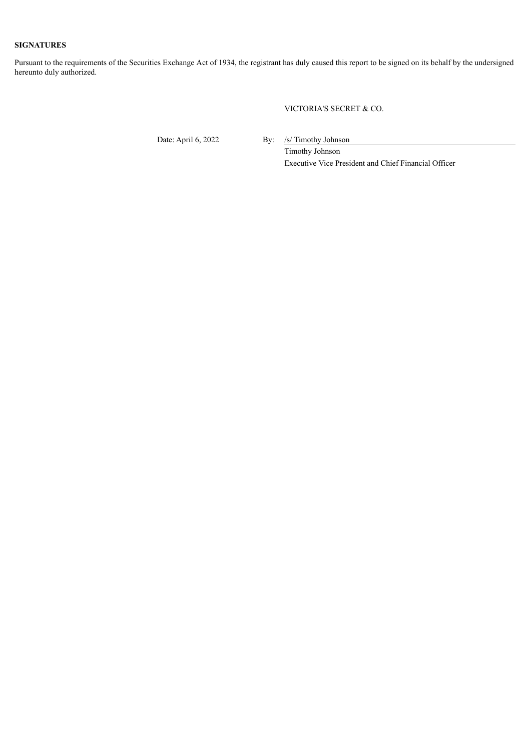**SIGNATURES**

Pursuant to the requirements of the Securities Exchange Act of 1934, the registrant has duly caused this report to be signed on its behalf by the undersigned hereunto duly authorized.

VICTORIA'S SECRET & CO.

Date: April 6, 2022

By: /s/ Timothy Johnson

Timothy Johnson

Executive Vice President and Chief Financial Officer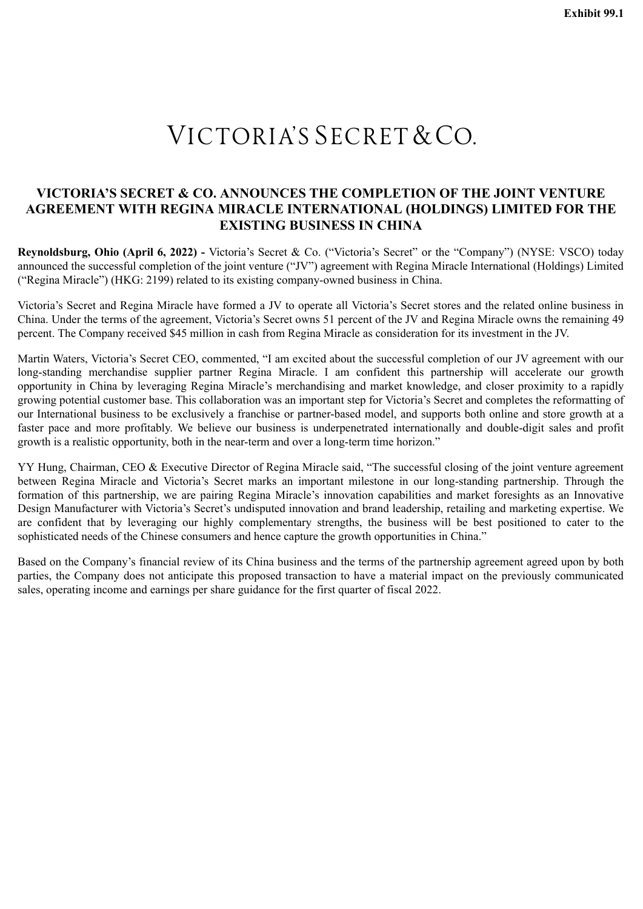Exhibit 99.1

VICTORIA'S SECRET & CO.

## VICTORIA'S SECRET & CO. ANNOUNCES THE COMPLETION OF THE JOINT VENTURE AGREEMENT WITH REGINA MIRACLE INTERNATIONAL (HOLDINGS) LIMITED FOR THE EXISTING BUSINESS IN CHINA

**Reynoldsburg, Ohio (April 6, 2022) -** Victoria's Secret & Co. ("Victoria's Secret" or the "Company") (NYSE: VSCO) today announced the successful completion of the joint venture ("JV") agreement with Regina Miracle International (Holdings) Limited ("Regina Miracle") (HKG: 2199) related to its existing company-owned business in China.

Victoria's Secret and Regina Miracle have formed a JV to operate all Victoria's Secret stores and the related online business in China. Under the terms of the agreement, Victoria's Secret owns 51 percent of the JV and Regina Miracle owns the remaining 49 percent. The Company received $45 million in cash from Regina Miracle as consideration for its investment in the JV.

Martin Waters, Victoria's Secret CEO, commented, "I am excited about the successful completion of our JV agreement with our long-standing merchandise supplier partner Regina Miracle. I am confident this partnership will accelerate our growth opportunity in China by leveraging Regina Miracle's merchandising and market knowledge, and closer proximity to a rapidly growing potential customer base. This collaboration was an important step for Victoria's Secret and completes the reformatting of our International business to be exclusively a franchise or partner-based model, and supports both online and store growth at a faster pace and more profitably. We believe our business is underpenetrated internationally and double-digit sales and profit growth is a realistic opportunity, both in the near-term and over a long-term time horizon."

YY Hung, Chairman, CEO & Executive Director of Regina Miracle said, "The successful closing of the joint venture agreement between Regina Miracle and Victoria's Secret marks an important milestone in our long-standing partnership. Through the formation of this partnership, we are pairing Regina Miracle's innovation capabilities and market foresights as an Innovative Design Manufacturer with Victoria's Secret's undisputed innovation and brand leadership, retailing and marketing expertise. We are confident that by leveraging our highly complementary strengths, the business will be best positioned to cater to the sophisticated needs of the Chinese consumers and hence capture the growth opportunities in China."

Based on the Company's financial review of its China business and the terms of the partnership agreement agreed upon by both parties, the Company does not anticipate this proposed transaction to have a material impact on the previously communicated sales, operating income and earnings per share guidance for the first quarter of fiscal 2022.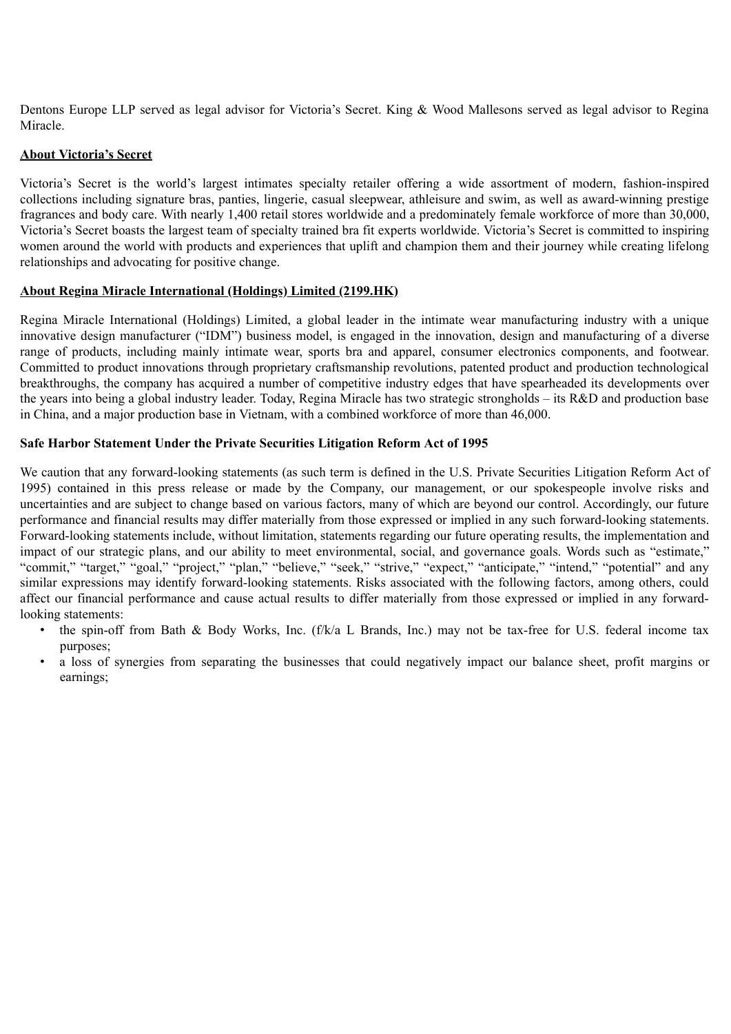Dentons Europe LLP served as legal advisor for Victoria's Secret. King & Wood Mallesons served as legal advisor to Regina Miracle.

**About Victoria's Secret**

Victoria's Secret is the world's largest intimates specialty retailer offering a wide assortment of modern, fashion-inspired collections including signature bras, panties, lingerie, casual sleepwear, athleisure and swim, as well as award-winning prestige fragrances and body care. With nearly 1,400 retail stores worldwide and a predominately female workforce of more than 30,000, Victoria's Secret boasts the largest team of specialty trained bra fit experts worldwide. Victoria's Secret is committed to inspiring women around the world with products and experiences that uplift and champion them and their journey while creating lifelong relationships and advocating for positive change.

**About Regina Miracle International (Holdings) Limited (2199.HK)**

Regina Miracle International (Holdings) Limited, a global leader in the intimate wear manufacturing industry with a unique innovative design manufacturer ("IDM") business model, is engaged in the innovation, design and manufacturing of a diverse range of products, including mainly intimate wear, sports bra and apparel, consumer electronics components, and footwear. Committed to product innovations through proprietary craftsmanship revolutions, patented product and production technological breakthroughs, the company has acquired a number of competitive industry edges that have spearheaded its developments over the years into being a global industry leader. Today, Regina Miracle has two strategic strongholds – its R&D and production base in China, and a major production base in Vietnam, with a combined workforce of more than 46,000.

**Safe Harbor Statement Under the Private Securities Litigation Reform Act of 1995**

We caution that any forward-looking statements (as such term is defined in the U.S. Private Securities Litigation Reform Act of 1995) contained in this press release or made by the Company, our management, or our spokespeople involve risks and uncertainties and are subject to change based on various factors, many of which are beyond our control. Accordingly, our future performance and financial results may differ materially from those expressed or implied in any such forward-looking statements. Forward-looking statements include, without limitation, statements regarding our future operating results, the implementation and impact of our strategic plans, and our ability to meet environmental, social, and governance goals. Words such as "estimate," "commit," "target," "goal," "project," "plan," "believe," "seek," "strive," "expect," "anticipate," "intend," "potential" and any similar expressions may identify forward-looking statements. Risks associated with the following factors, among others, could affect our financial performance and cause actual results to differ materially from those expressed or implied in any forward-looking statements:

- the spin-off from Bath & Body Works, Inc. (f/k/a L Brands, Inc.) may not be tax-free for U.S. federal income tax purposes;
- a loss of synergies from separating the businesses that could negatively impact our balance sheet, profit margins or earnings;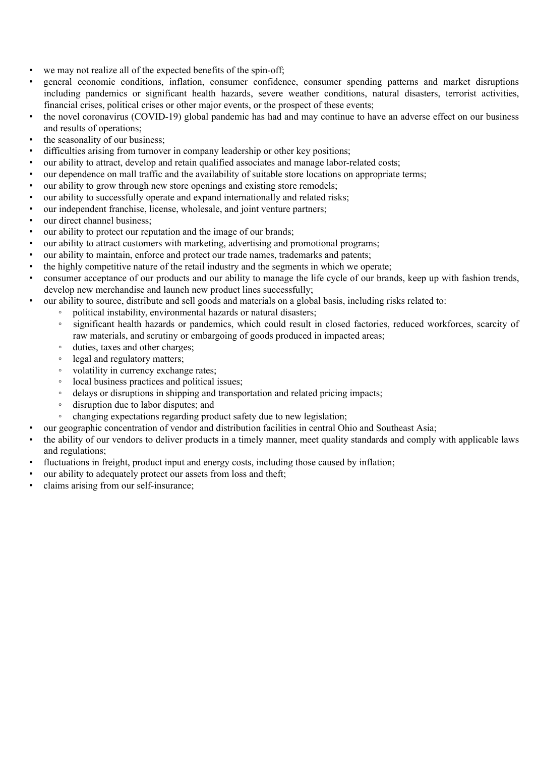- we may not realize all of the expected benefits of the spin-off;
- general economic conditions, inflation, consumer confidence, consumer spending patterns and market disruptions including pandemics or significant health hazards, severe weather conditions, natural disasters, terrorist activities, financial crises, political crises or other major events, or the prospect of these events;
- the novel coronavirus (COVID-19) global pandemic has had and may continue to have an adverse effect on our business and results of operations;
- the seasonality of our business;
- difficulties arising from turnover in company leadership or other key positions;
- our ability to attract, develop and retain qualified associates and manage labor-related costs;
- our dependence on mall traffic and the availability of suitable store locations on appropriate terms;
- our ability to grow through new store openings and existing store remodels;
- our ability to successfully operate and expand internationally and related risks;
- our independent franchise, license, wholesale, and joint venture partners;
- our direct channel business;
- our ability to protect our reputation and the image of our brands;
- our ability to attract customers with marketing, advertising and promotional programs;
- our ability to maintain, enforce and protect our trade names, trademarks and patents;
- the highly competitive nature of the retail industry and the segments in which we operate;
- consumer acceptance of our products and our ability to manage the life cycle of our brands, keep up with fashion trends, develop new merchandise and launch new product lines successfully;
- our ability to source, distribute and sell goods and materials on a global basis, including risks related to:
  - political instability, environmental hazards or natural disasters;
  - significant health hazards or pandemics, which could result in closed factories, reduced workforces, scarcity of raw materials, and scrutiny or embargoing of goods produced in impacted areas;
  - duties, taxes and other charges;
  - legal and regulatory matters;
  - volatility in currency exchange rates;
  - local business practices and political issues;
  - delays or disruptions in shipping and transportation and related pricing impacts;
  - disruption due to labor disputes; and
  - changing expectations regarding product safety due to new legislation;
- our geographic concentration of vendor and distribution facilities in central Ohio and Southeast Asia;
- the ability of our vendors to deliver products in a timely manner, meet quality standards and comply with applicable laws and regulations;
- fluctuations in freight, product input and energy costs, including those caused by inflation;
- our ability to adequately protect our assets from loss and theft;
- claims arising from our self-insurance;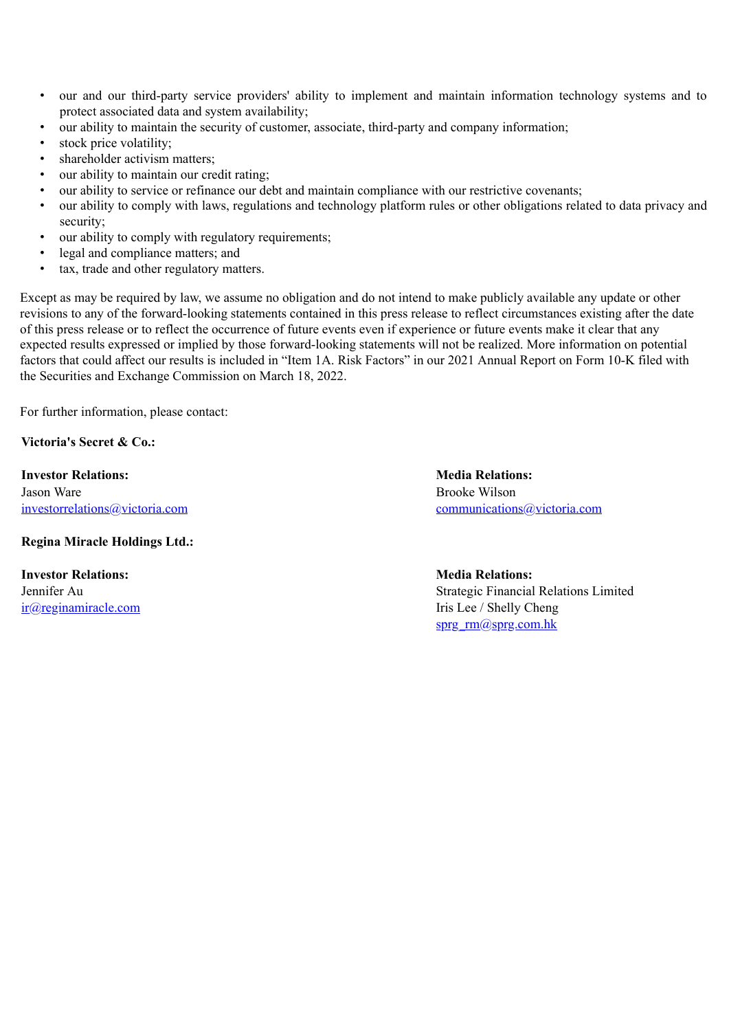- our and our third-party service providers' ability to implement and maintain information technology systems and to protect associated data and system availability;
- our ability to maintain the security of customer, associate, third-party and company information;
- stock price volatility;
- shareholder activism matters;
- our ability to maintain our credit rating;
- our ability to service or refinance our debt and maintain compliance with our restrictive covenants;
- our ability to comply with laws, regulations and technology platform rules or other obligations related to data privacy and security;
- our ability to comply with regulatory requirements;
- legal and compliance matters; and
- tax, trade and other regulatory matters.

Except as may be required by law, we assume no obligation and do not intend to make publicly available any update or other revisions to any of the forward-looking statements contained in this press release to reflect circumstances existing after the date of this press release or to reflect the occurrence of future events even if experience or future events make it clear that any expected results expressed or implied by those forward-looking statements will not be realized. More information on potential factors that could affect our results is included in "Item 1A. Risk Factors" in our 2021 Annual Report on Form 10-K filed with the Securities and Exchange Commission on March 18, 2022.

For further information, please contact:

**Victoria's Secret & Co.:**

**Investor Relations:**
Jason Ware
investorrelations@victoria.com

**Media Relations:**
Brooke Wilson
communications@victoria.com

**Regina Miracle Holdings Ltd.:**

**Investor Relations:**
Jennifer Au
ir@reginamiracle.com

**Media Relations:**
Strategic Financial Relations Limited
Iris Lee / Shelly Cheng
sprg_rm@sprg.com.hk